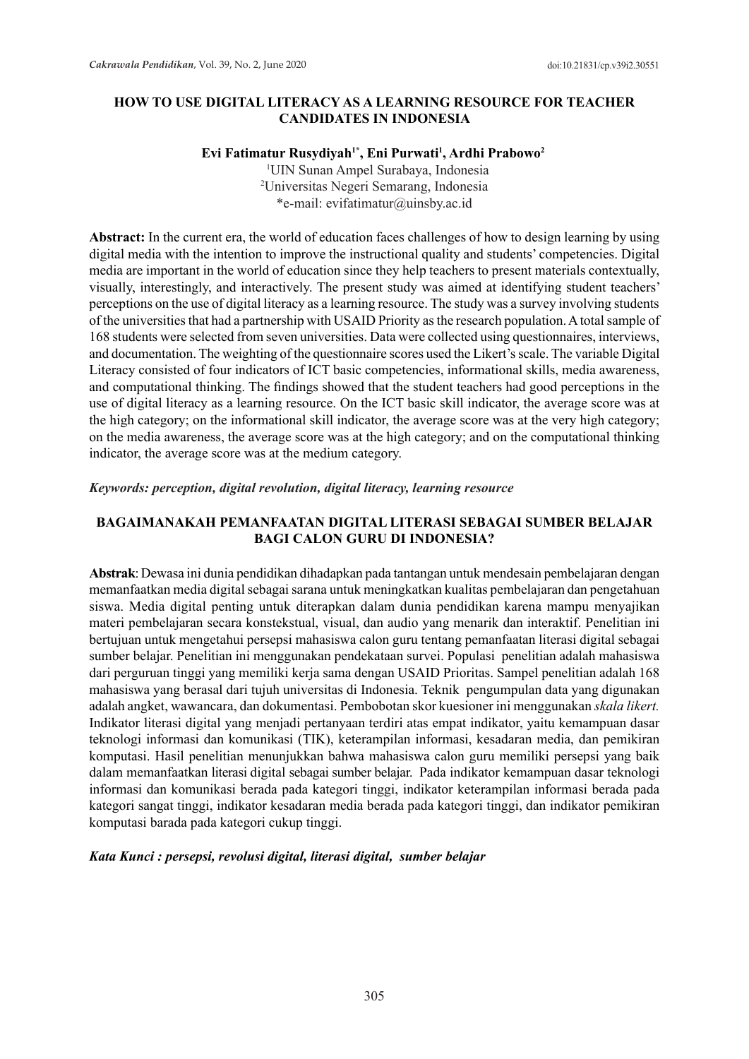# HOW TO USE DIGITAL LITERACY AS A LEARNING RESOURCE FOR TEACHER CANDIDATES IN INDONESIA

**Evi Fatimatur Rusydiyah[1*], Eni Purwati[1], Ardhi Prabowo[2]**

[1]UIN Sunan Ampel Surabaya, Indonesia
[2]Universitas Negeri Semarang, Indonesia
*e-mail: evifatimatur@uinsby.ac.id

**Abstract:** In the current era, the world of education faces challenges of how to design learning by using digital media with the intention to improve the instructional quality and students' competencies. Digital media are important in the world of education since they help teachers to present materials contextually, visually, interestingly, and interactively. The present study was aimed at identifying student teachers' perceptions on the use of digital literacy as a learning resource. The study was a survey involving students of the universities that had a partnership with USAID Priority as the research population. A total sample of 168 students were selected from seven universities. Data were collected using questionnaires, interviews, and documentation. The weighting of the questionnaire scores used the Likert's scale. The variable Digital Literacy consisted of four indicators of ICT basic competencies, informational skills, media awareness, and computational thinking. The findings showed that the student teachers had good perceptions in the use of digital literacy as a learning resource. On the ICT basic skill indicator, the average score was at the high category; on the informational skill indicator, the average score was at the very high category; on the media awareness, the average score was at the high category; and on the computational thinking indicator, the average score was at the medium category.

***Keywords: perception, digital revolution, digital literacy, learning resource***

# BAGAIMANAKAH PEMANFAATAN DIGITAL LITERASI SEBAGAI SUMBER BELAJAR BAGI CALON GURU DI INDONESIA?

**Abstrak**: Dewasa ini dunia pendidikan dihadapkan pada tantangan untuk mendesain pembelajaran dengan memanfaatkan media digital sebagai sarana untuk meningkatkan kualitas pembelajaran dan pengetahuan siswa. Media digital penting untuk diterapkan dalam dunia pendidikan karena mampu menyajikan materi pembelajaran secara konstekstual, visual, dan audio yang menarik dan interaktif. Penelitian ini bertujuan untuk mengetahui persepsi mahasiswa calon guru tentang pemanfaatan literasi digital sebagai sumber belajar. Penelitian ini menggunakan pendekataan survei. Populasi penelitian adalah mahasiswa dari perguruan tinggi yang memiliki kerja sama dengan USAID Prioritas. Sampel penelitian adalah 168 mahasiswa yang berasal dari tujuh universitas di Indonesia. Teknik pengumpulan data yang digunakan adalah angket, wawancara, dan dokumentasi. Pembobotan skor kuesioner ini menggunakan *skala likert.* Indikator literasi digital yang menjadi pertanyaan terdiri atas empat indikator, yaitu kemampuan dasar teknologi informasi dan komunikasi (TIK), keterampilan informasi, kesadaran media, dan pemikiran komputasi. Hasil penelitian menunjukkan bahwa mahasiswa calon guru memiliki persepsi yang baik dalam memanfaatkan literasi digital sebagai sumber belajar. Pada indikator kemampuan dasar teknologi informasi dan komunikasi berada pada kategori tinggi, indikator keterampilan informasi berada pada kategori sangat tinggi, indikator kesadaran media berada pada kategori tinggi, dan indikator pemikiran komputasi barada pada kategori cukup tinggi.

***Kata Kunci : persepsi, revolusi digital, literasi digital, sumber belajar***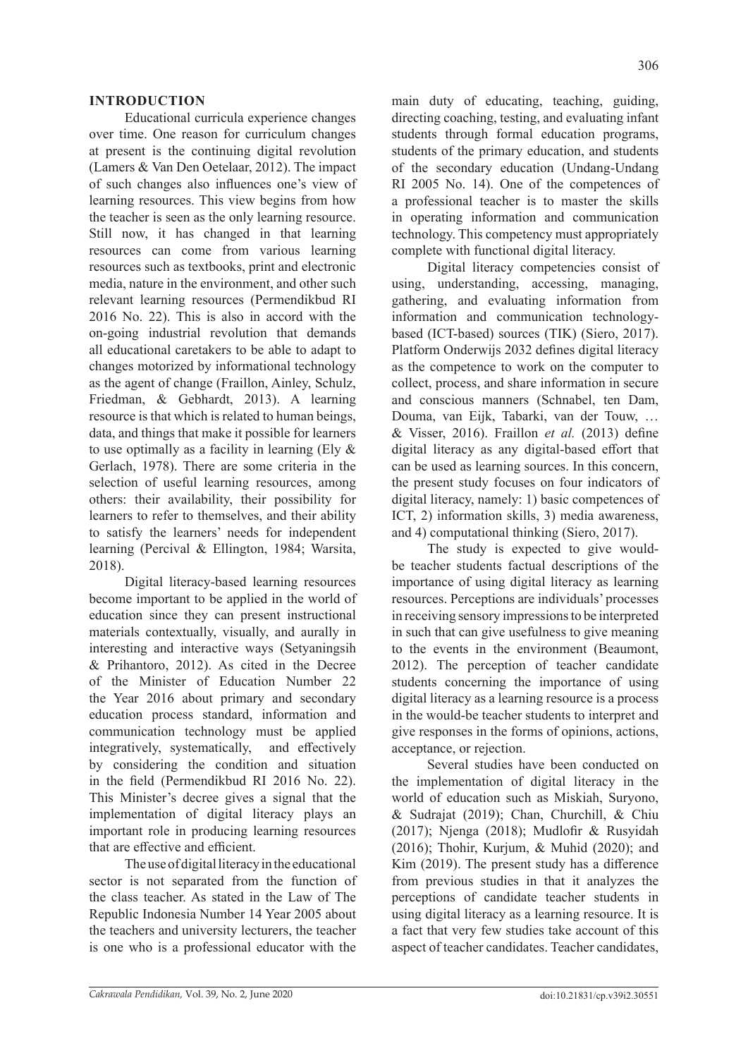## INTRODUCTION

Educational curricula experience changes over time. One reason for curriculum changes at present is the continuing digital revolution (Lamers & Van Den Oetelaar, 2012). The impact of such changes also influences one's view of learning resources. This view begins from how the teacher is seen as the only learning resource. Still now, it has changed in that learning resources can come from various learning resources such as textbooks, print and electronic media, nature in the environment, and other such relevant learning resources (Permendikbud RI 2016 No. 22). This is also in accord with the on-going industrial revolution that demands all educational caretakers to be able to adapt to changes motorized by informational technology as the agent of change (Fraillon, Ainley, Schulz, Friedman, & Gebhardt, 2013). A learning resource is that which is related to human beings, data, and things that make it possible for learners to use optimally as a facility in learning (Ely & Gerlach, 1978). There are some criteria in the selection of useful learning resources, among others: their availability, their possibility for learners to refer to themselves, and their ability to satisfy the learners' needs for independent learning (Percival & Ellington, 1984; Warsita, 2018).

Digital literacy-based learning resources become important to be applied in the world of education since they can present instructional materials contextually, visually, and aurally in interesting and interactive ways (Setyaningsih & Prihantoro, 2012). As cited in the Decree of the Minister of Education Number 22 the Year 2016 about primary and secondary education process standard, information and communication technology must be applied integratively, systematically, and effectively by considering the condition and situation in the field (Permendikbud RI 2016 No. 22). This Minister's decree gives a signal that the implementation of digital literacy plays an important role in producing learning resources that are effective and efficient.

The use of digital literacy in the educational sector is not separated from the function of the class teacher. As stated in the Law of The Republic Indonesia Number 14 Year 2005 about the teachers and university lecturers, the teacher is one who is a professional educator with the main duty of educating, teaching, guiding, directing coaching, testing, and evaluating infant students through formal education programs, students of the primary education, and students of the secondary education (Undang-Undang RI 2005 No. 14). One of the competences of a professional teacher is to master the skills in operating information and communication technology. This competency must appropriately complete with functional digital literacy.

Digital literacy competencies consist of using, understanding, accessing, managing, gathering, and evaluating information from information and communication technology-based (ICT-based) sources (TIK) (Siero, 2017). Platform Onderwijs 2032 defines digital literacy as the competence to work on the computer to collect, process, and share information in secure and conscious manners (Schnabel, ten Dam, Douma, van Eijk, Tabarki, van der Touw, … & Visser, 2016). Fraillon *et al.* (2013) define digital literacy as any digital-based effort that can be used as learning sources. In this concern, the present study focuses on four indicators of digital literacy, namely: 1) basic competences of ICT, 2) information skills, 3) media awareness, and 4) computational thinking (Siero, 2017).

The study is expected to give would-be teacher students factual descriptions of the importance of using digital literacy as learning resources. Perceptions are individuals' processes in receiving sensory impressions to be interpreted in such that can give usefulness to give meaning to the events in the environment (Beaumont, 2012). The perception of teacher candidate students concerning the importance of using digital literacy as a learning resource is a process in the would-be teacher students to interpret and give responses in the forms of opinions, actions, acceptance, or rejection.

Several studies have been conducted on the implementation of digital literacy in the world of education such as Miskiah, Suryono, & Sudrajat (2019); Chan, Churchill, & Chiu (2017); Njenga (2018); Mudlofir & Rusyidah (2016); Thohir, Kurjum, & Muhid (2020); and Kim (2019). The present study has a difference from previous studies in that it analyzes the perceptions of candidate teacher students in using digital literacy as a learning resource. It is a fact that very few studies take account of this aspect of teacher candidates. Teacher candidates,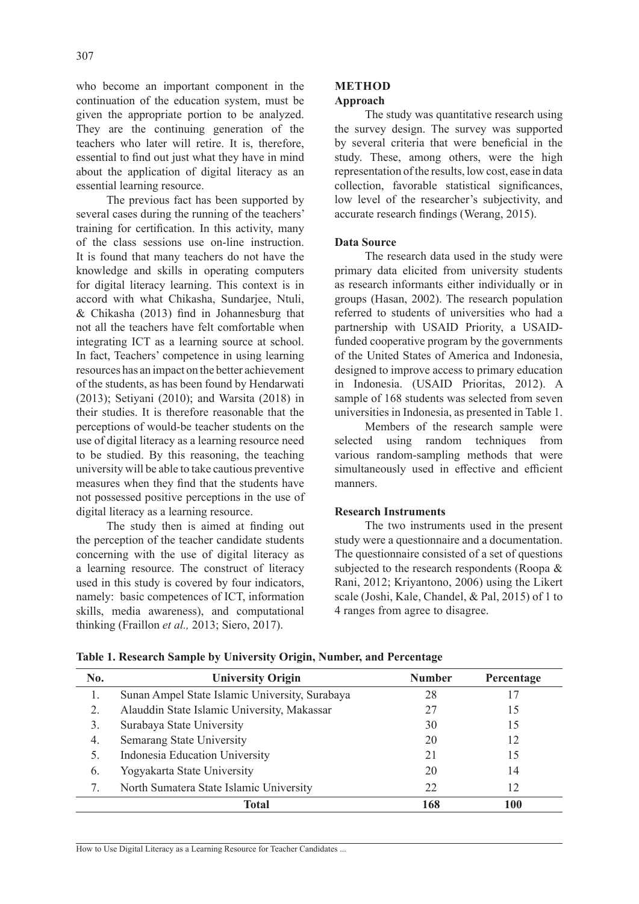who become an important component in the continuation of the education system, must be given the appropriate portion to be analyzed. They are the continuing generation of the teachers who later will retire. It is, therefore, essential to find out just what they have in mind about the application of digital literacy as an essential learning resource.

The previous fact has been supported by several cases during the running of the teachers' training for certification. In this activity, many of the class sessions use on-line instruction. It is found that many teachers do not have the knowledge and skills in operating computers for digital literacy learning. This context is in accord with what Chikasha, Sundarjee, Ntuli, & Chikasha (2013) find in Johannesburg that not all the teachers have felt comfortable when integrating ICT as a learning source at school. In fact, Teachers' competence in using learning resources has an impact on the better achievement of the students, as has been found by Hendarwati (2013); Setiyani (2010); and Warsita (2018) in their studies. It is therefore reasonable that the perceptions of would-be teacher students on the use of digital literacy as a learning resource need to be studied. By this reasoning, the teaching university will be able to take cautious preventive measures when they find that the students have not possessed positive perceptions in the use of digital literacy as a learning resource.

The study then is aimed at finding out the perception of the teacher candidate students concerning with the use of digital literacy as a learning resource. The construct of literacy used in this study is covered by four indicators, namely: basic competences of ICT, information skills, media awareness), and computational thinking (Fraillon *et al.,* 2013; Siero, 2017).

## METHOD

### Approach

The study was quantitative research using the survey design. The survey was supported by several criteria that were beneficial in the study. These, among others, were the high representation of the results, low cost, ease in data collection, favorable statistical significances, low level of the researcher's subjectivity, and accurate research findings (Werang, 2015).

### Data Source

The research data used in the study were primary data elicited from university students as research informants either individually or in groups (Hasan, 2002). The research population referred to students of universities who had a partnership with USAID Priority, a USAID-funded cooperative program by the governments of the United States of America and Indonesia, designed to improve access to primary education in Indonesia. (USAID Prioritas, 2012). A sample of 168 students was selected from seven universities in Indonesia, as presented in Table 1.

Members of the research sample were selected using random techniques from various random-sampling methods that were simultaneously used in effective and efficient manners.

### Research Instruments

The two instruments used in the present study were a questionnaire and a documentation. The questionnaire consisted of a set of questions subjected to the research respondents (Roopa & Rani, 2012; Kriyantono, 2006) using the Likert scale (Joshi, Kale, Chandel, & Pal, 2015) of 1 to 4 ranges from agree to disagree.

**Table 1. Research Sample by University Origin, Number, and Percentage**

| No. | University Origin | Number | Percentage |
|---|---|---|---|
| 1. | Sunan Ampel State Islamic University, Surabaya | 28 | 17 |
| 2. | Alauddin State Islamic University, Makassar | 27 | 15 |
| 3. | Surabaya State University | 30 | 15 |
| 4. | Semarang State University | 20 | 12 |
| 5. | Indonesia Education University | 21 | 15 |
| 6. | Yogyakarta State University | 20 | 14 |
| 7. | North Sumatera State Islamic University | 22 | 12 |
| | **Total** | **168** | **100** |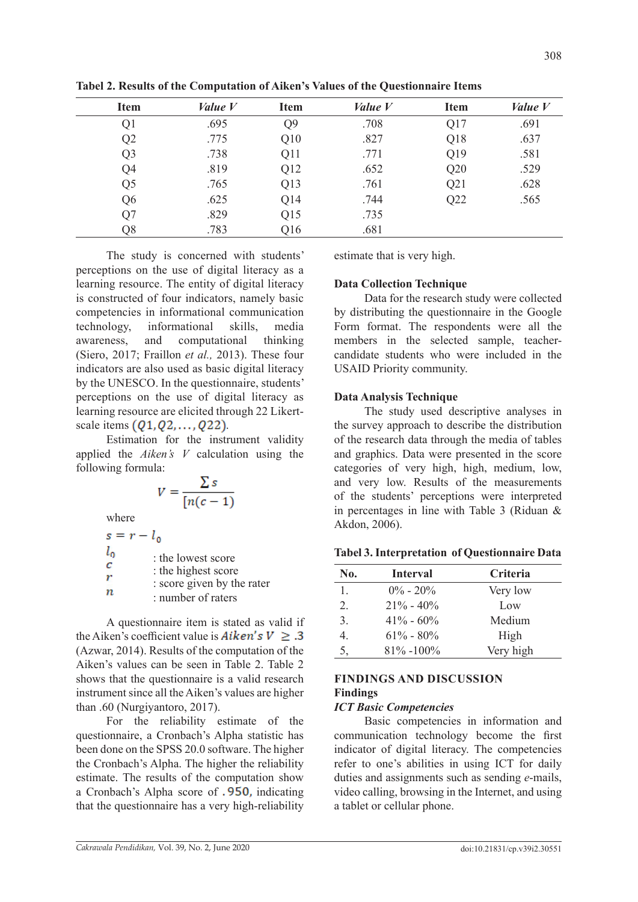**Tabel 2. Results of the Computation of Aiken's Values of the Questionnaire Items**

| Item | *Value V* | Item | *Value V* | Item | *Value V* |
|---|---|---|---|---|---|
| Q1 | .695 | Q9 | .708 | Q17 | .691 |
| Q2 | .775 | Q10 | .827 | Q18 | .637 |
| Q3 | .738 | Q11 | .771 | Q19 | .581 |
| Q4 | .819 | Q12 | .652 | Q20 | .529 |
| Q5 | .765 | Q13 | .761 | Q21 | .628 |
| Q6 | .625 | Q14 | .744 | Q22 | .565 |
| Q7 | .829 | Q15 | .735 | | |
| Q8 | .783 | Q16 | .681 | | |

The study is concerned with students' perceptions on the use of digital literacy as a learning resource. The entity of digital literacy is constructed of four indicators, namely basic competencies in informational communication technology, informational skills, media awareness, and computational thinking (Siero, 2017; Fraillon *et al.,* 2013). These four indicators are also used as basic digital literacy by the UNESCO. In the questionnaire, students' perceptions on the use of digital literacy as learning resource are elicited through 22 Likert-scale items $(Q1, Q2, \ldots, Q22)$.

Estimation for the instrument validity applied the *Aiken's V* calculation using the following formula:

$$V = \frac{\sum s}{[n(c-1)]}$$

where

$s = r - l_0$

$l_0$ : the lowest score

$c$ : the highest score

$r$ : score given by the rater

$n$ : number of raters

A questionnaire item is stated as valid if the Aiken's coefficient value is $Aiken's\ V \geq .3$ (Azwar, 2014). Results of the computation of the Aiken's values can be seen in Table 2. Table 2 shows that the questionnaire is a valid research instrument since all the Aiken's values are higher than .60 (Nurgiyantoro, 2017).

For the reliability estimate of the questionnaire, a Cronbach's Alpha statistic has been done on the SPSS 20.0 software. The higher the Cronbach's Alpha. The higher the reliability estimate. The results of the computation show a Cronbach's Alpha score of $.950$, indicating that the questionnaire has a very high-reliability estimate that is very high.

### Data Collection Technique

Data for the research study were collected by distributing the questionnaire in the Google Form format. The respondents were all the members in the selected sample, teacher-candidate students who were included in the USAID Priority community.

### Data Analysis Technique

The study used descriptive analyses in the survey approach to describe the distribution of the research data through the media of tables and graphics. Data were presented in the score categories of very high, high, medium, low, and very low. Results of the measurements of the students' perceptions were interpreted in percentages in line with Table 3 (Riduan & Akdon, 2006).

**Tabel 3. Interpretation of Questionnaire Data**

| No. | Interval | Criteria |
|---|---|---|
| 1. | 0% - 20% | Very low |
| 2. | 21% - 40% | Low |
| 3. | 41% - 60% | Medium |
| 4. | 61% - 80% | High |
| 5, | 81% -100% | Very high |

## FINDINGS AND DISCUSSION

### Findings

#### *ICT Basic Competencies*

Basic competencies in information and communication technology become the first indicator of digital literacy. The competencies refer to one's abilities in using ICT for daily duties and assignments such as sending *e*-mails, video calling, browsing in the Internet, and using a tablet or cellular phone.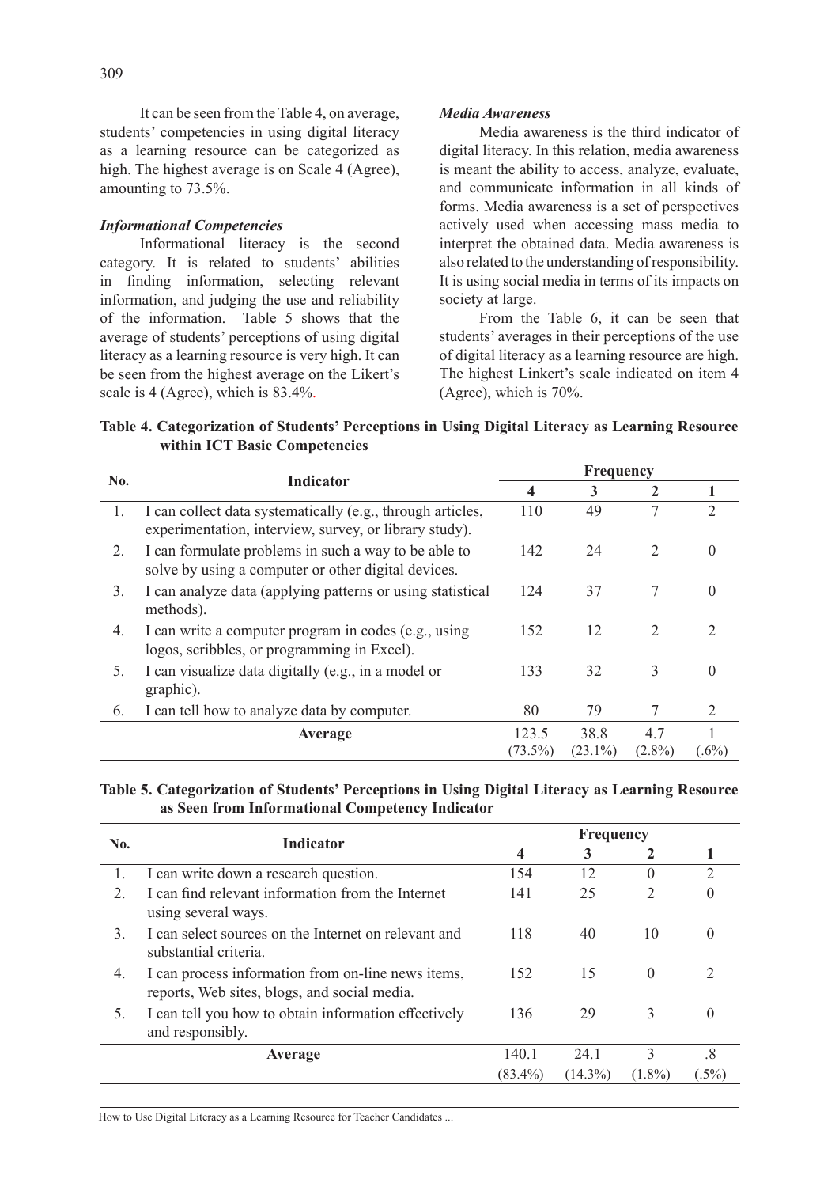It can be seen from the Table 4, on average, students' competencies in using digital literacy as a learning resource can be categorized as high. The highest average is on Scale 4 (Agree), amounting to 73.5%.

### *Informational Competencies*

Informational literacy is the second category. It is related to students' abilities in finding information, selecting relevant information, and judging the use and reliability of the information. Table 5 shows that the average of students' perceptions of using digital literacy as a learning resource is very high. It can be seen from the highest average on the Likert's scale is 4 (Agree), which is 83.4%.

### *Media Awareness*

Media awareness is the third indicator of digital literacy. In this relation, media awareness is meant the ability to access, analyze, evaluate, and communicate information in all kinds of forms. Media awareness is a set of perspectives actively used when accessing mass media to interpret the obtained data. Media awareness is also related to the understanding of responsibility. It is using social media in terms of its impacts on society at large.

From the Table 6, it can be seen that students' averages in their perceptions of the use of digital literacy as a learning resource are high. The highest Linkert's scale indicated on item 4 (Agree), which is 70%.

**Table 4. Categorization of Students' Perceptions in Using Digital Literacy as Learning Resource within ICT Basic Competencies**

| No. | Indicator | Frequency | | | |
|---|---|---|---|---|---|
| | | 4 | 3 | 2 | 1 |
| 1. | I can collect data systematically (e.g., through articles, experimentation, interview, survey, or library study). | 110 | 49 | 7 | 2 |
| 2. | I can formulate problems in such a way to be able to solve by using a computer or other digital devices. | 142 | 24 | 2 | 0 |
| 3. | I can analyze data (applying patterns or using statistical methods). | 124 | 37 | 7 | 0 |
| 4. | I can write a computer program in codes (e.g., using logos, scribbles, or programming in Excel). | 152 | 12 | 2 | 2 |
| 5. | I can visualize data digitally (e.g., in a model or graphic). | 133 | 32 | 3 | 0 |
| 6. | I can tell how to analyze data by computer. | 80 | 79 | 7 | 2 |
| | **Average** | 123.5 (73.5%) | 38.8 (23.1%) | 4.7 (2.8%) | 1 (.6%) |

**Table 5. Categorization of Students' Perceptions in Using Digital Literacy as Learning Resource as Seen from Informational Competency Indicator**

| No. | Indicator | Frequency | | | |
|---|---|---|---|---|---|
| | | 4 | 3 | 2 | 1 |
| 1. | I can write down a research question. | 154 | 12 | 0 | 2 |
| 2. | I can find relevant information from the Internet using several ways. | 141 | 25 | 2 | 0 |
| 3. | I can select sources on the Internet on relevant and substantial criteria. | 118 | 40 | 10 | 0 |
| 4. | I can process information from on-line news items, reports, Web sites, blogs, and social media. | 152 | 15 | 0 | 2 |
| 5. | I can tell you how to obtain information effectively and responsibly. | 136 | 29 | 3 | 0 |
| | **Average** | 140.1 (83.4%) | 24.1 (14.3%) | 3 (1.8%) | .8 (.5%) |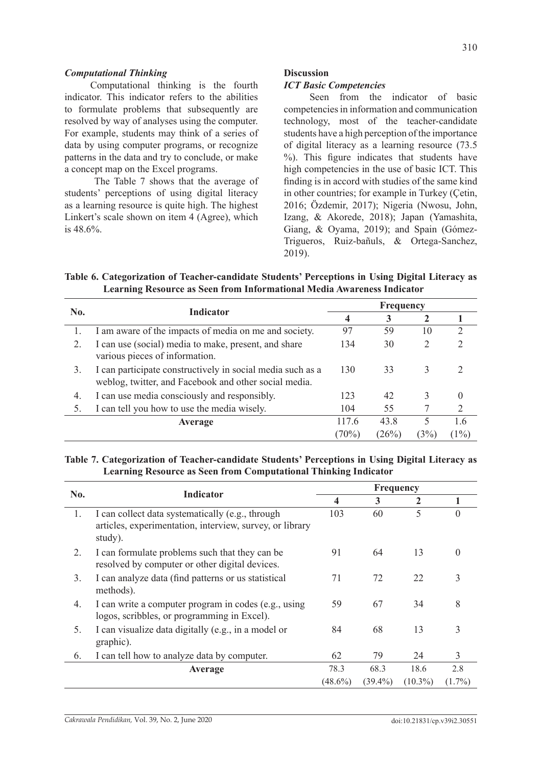### *Computational Thinking*

Computational thinking is the fourth indicator. This indicator refers to the abilities to formulate problems that subsequently are resolved by way of analyses using the computer. For example, students may think of a series of data by using computer programs, or recognize patterns in the data and try to conclude, or make a concept map on the Excel programs.

The Table 7 shows that the average of students' perceptions of using digital literacy as a learning resource is quite high. The highest Linkert's scale shown on item 4 (Agree), which is 48.6%.

## Discussion

### *ICT Basic Competencies*

Seen from the indicator of basic competencies in information and communication technology, most of the teacher-candidate students have a high perception of the importance of digital literacy as a learning resource (73.5 %). This figure indicates that students have high competencies in the use of basic ICT. This finding is in accord with studies of the same kind in other countries; for example in Turkey (Çetin, 2016; Özdemir, 2017); Nigeria (Nwosu, John, Izang, & Akorede, 2018); Japan (Yamashita, Giang, & Oyama, 2019); and Spain (Gómez-Trigueros, Ruiz-bañuls, & Ortega-Sanchez, 2019).

**Table 6. Categorization of Teacher-candidate Students' Perceptions in Using Digital Literacy as Learning Resource as Seen from Informational Media Awareness Indicator**

| No. | Indicator | Frequency | | | |
|---|---|---|---|---|---|
| | | 4 | 3 | 2 | 1 |
| 1. | I am aware of the impacts of media on me and society. | 97 | 59 | 10 | 2 |
| 2. | I can use (social) media to make, present, and share various pieces of information. | 134 | 30 | 2 | 2 |
| 3. | I can participate constructively in social media such as a weblog, twitter, and Facebook and other social media. | 130 | 33 | 3 | 2 |
| 4. | I can use media consciously and responsibly. | 123 | 42 | 3 | 0 |
| 5. | I can tell you how to use the media wisely. | 104 | 55 | 7 | 2 |
| | **Average** | 117.6 (70%) | 43.8 (26%) | 5 (3%) | 1.6 (1%) |

**Table 7. Categorization of Teacher-candidate Students' Perceptions in Using Digital Literacy as Learning Resource as Seen from Computational Thinking Indicator**

| No. | Indicator | Frequency | | | |
|---|---|---|---|---|---|
| | | 4 | 3 | 2 | 1 |
| 1. | I can collect data systematically (e.g., through articles, experimentation, interview, survey, or library study). | 103 | 60 | 5 | 0 |
| 2. | I can formulate problems such that they can be resolved by computer or other digital devices. | 91 | 64 | 13 | 0 |
| 3. | I can analyze data (find patterns or us statistical methods). | 71 | 72 | 22 | 3 |
| 4. | I can write a computer program in codes (e.g., using logos, scribbles, or programming in Excel). | 59 | 67 | 34 | 8 |
| 5. | I can visualize data digitally (e.g., in a model or graphic). | 84 | 68 | 13 | 3 |
| 6. | I can tell how to analyze data by computer. | 62 | 79 | 24 | 3 |
| | **Average** | 78.3 (48.6%) | 68.3 (39.4%) | 18.6 (10.3%) | 2.8 (1.7%) |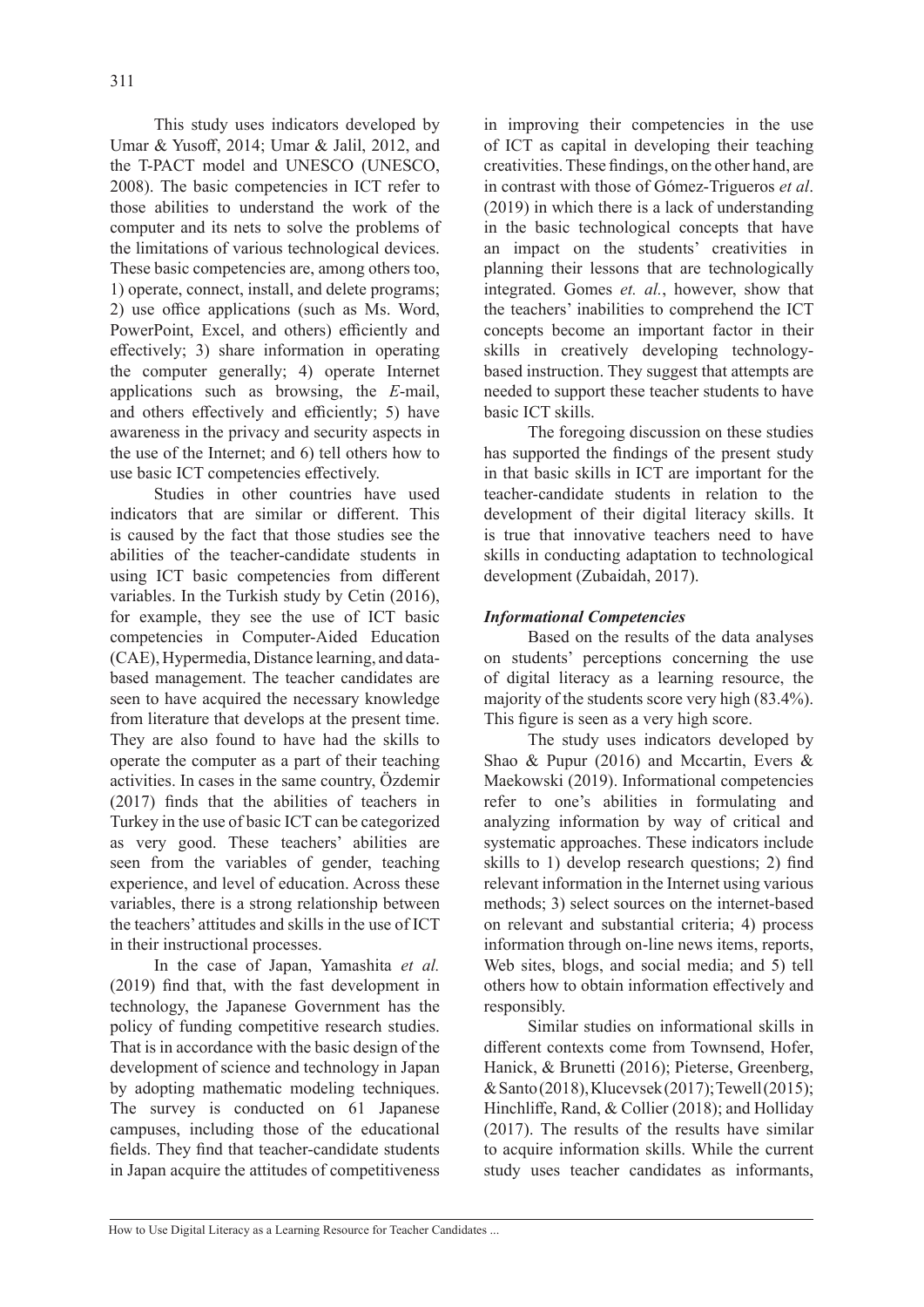This study uses indicators developed by Umar & Yusoff, 2014; Umar & Jalil, 2012, and the T-PACT model and UNESCO (UNESCO, 2008). The basic competencies in ICT refer to those abilities to understand the work of the computer and its nets to solve the problems of the limitations of various technological devices. These basic competencies are, among others too, 1) operate, connect, install, and delete programs; 2) use office applications (such as Ms. Word, PowerPoint, Excel, and others) efficiently and effectively; 3) share information in operating the computer generally; 4) operate Internet applications such as browsing, the *E*-mail, and others effectively and efficiently; 5) have awareness in the privacy and security aspects in the use of the Internet; and 6) tell others how to use basic ICT competencies effectively.

Studies in other countries have used indicators that are similar or different. This is caused by the fact that those studies see the abilities of the teacher-candidate students in using ICT basic competencies from different variables. In the Turkish study by Cetin (2016), for example, they see the use of ICT basic competencies in Computer-Aided Education (CAE), Hypermedia, Distance learning, and data-based management. The teacher candidates are seen to have acquired the necessary knowledge from literature that develops at the present time. They are also found to have had the skills to operate the computer as a part of their teaching activities. In cases in the same country, Özdemir (2017) finds that the abilities of teachers in Turkey in the use of basic ICT can be categorized as very good. These teachers' abilities are seen from the variables of gender, teaching experience, and level of education. Across these variables, there is a strong relationship between the teachers' attitudes and skills in the use of ICT in their instructional processes.

In the case of Japan, Yamashita *et al.* (2019) find that, with the fast development in technology, the Japanese Government has the policy of funding competitive research studies. That is in accordance with the basic design of the development of science and technology in Japan by adopting mathematic modeling techniques. The survey is conducted on 61 Japanese campuses, including those of the educational fields. They find that teacher-candidate students in Japan acquire the attitudes of competitiveness in improving their competencies in the use of ICT as capital in developing their teaching creativities. These findings, on the other hand, are in contrast with those of Gómez-Trigueros *et al*. (2019) in which there is a lack of understanding in the basic technological concepts that have an impact on the students' creativities in planning their lessons that are technologically integrated. Gomes *et. al.*, however, show that the teachers' inabilities to comprehend the ICT concepts become an important factor in their skills in creatively developing technology-based instruction. They suggest that attempts are needed to support these teacher students to have basic ICT skills.

The foregoing discussion on these studies has supported the findings of the present study in that basic skills in ICT are important for the teacher-candidate students in relation to the development of their digital literacy skills. It is true that innovative teachers need to have skills in conducting adaptation to technological development (Zubaidah, 2017).

### *Informational Competencies*

Based on the results of the data analyses on students' perceptions concerning the use of digital literacy as a learning resource, the majority of the students score very high (83.4%). This figure is seen as a very high score.

The study uses indicators developed by Shao & Pupur (2016) and Mccartin, Evers & Maekowski (2019). Informational competencies refer to one's abilities in formulating and analyzing information by way of critical and systematic approaches. These indicators include skills to 1) develop research questions; 2) find relevant information in the Internet using various methods; 3) select sources on the internet-based on relevant and substantial criteria; 4) process information through on-line news items, reports, Web sites, blogs, and social media; and 5) tell others how to obtain information effectively and responsibly.

Similar studies on informational skills in different contexts come from Townsend, Hofer, Hanick, & Brunetti (2016); Pieterse, Greenberg, & Santo (2018), Klucevsek (2017); Tewell (2015); Hinchliffe, Rand, & Collier (2018); and Holliday (2017). The results of the results have similar to acquire information skills. While the current study uses teacher candidates as informants,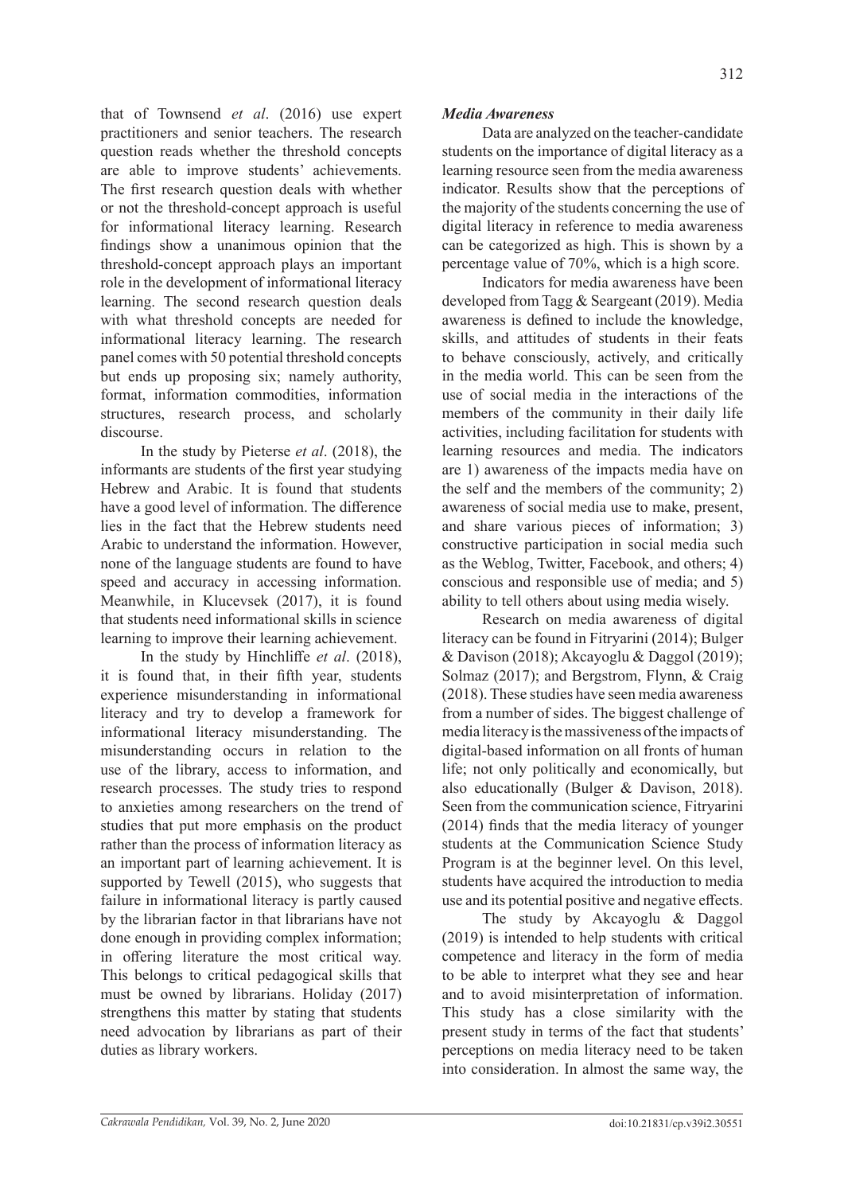that of Townsend *et al*. (2016) use expert practitioners and senior teachers. The research question reads whether the threshold concepts are able to improve students' achievements. The first research question deals with whether or not the threshold-concept approach is useful for informational literacy learning. Research findings show a unanimous opinion that the threshold-concept approach plays an important role in the development of informational literacy learning. The second research question deals with what threshold concepts are needed for informational literacy learning. The research panel comes with 50 potential threshold concepts but ends up proposing six; namely authority, format, information commodities, information structures, research process, and scholarly discourse.

In the study by Pieterse *et al*. (2018), the informants are students of the first year studying Hebrew and Arabic. It is found that students have a good level of information. The difference lies in the fact that the Hebrew students need Arabic to understand the information. However, none of the language students are found to have speed and accuracy in accessing information. Meanwhile, in Klucevsek (2017), it is found that students need informational skills in science learning to improve their learning achievement.

In the study by Hinchliffe *et al*. (2018), it is found that, in their fifth year, students experience misunderstanding in informational literacy and try to develop a framework for informational literacy misunderstanding. The misunderstanding occurs in relation to the use of the library, access to information, and research processes. The study tries to respond to anxieties among researchers on the trend of studies that put more emphasis on the product rather than the process of information literacy as an important part of learning achievement. It is supported by Tewell (2015), who suggests that failure in informational literacy is partly caused by the librarian factor in that librarians have not done enough in providing complex information; in offering literature the most critical way. This belongs to critical pedagogical skills that must be owned by librarians. Holiday (2017) strengthens this matter by stating that students need advocation by librarians as part of their duties as library workers.

### *Media Awareness*

Data are analyzed on the teacher-candidate students on the importance of digital literacy as a learning resource seen from the media awareness indicator. Results show that the perceptions of the majority of the students concerning the use of digital literacy in reference to media awareness can be categorized as high. This is shown by a percentage value of 70%, which is a high score.

Indicators for media awareness have been developed from Tagg & Seargeant (2019). Media awareness is defined to include the knowledge, skills, and attitudes of students in their feats to behave consciously, actively, and critically in the media world. This can be seen from the use of social media in the interactions of the members of the community in their daily life activities, including facilitation for students with learning resources and media. The indicators are 1) awareness of the impacts media have on the self and the members of the community; 2) awareness of social media use to make, present, and share various pieces of information; 3) constructive participation in social media such as the Weblog, Twitter, Facebook, and others; 4) conscious and responsible use of media; and 5) ability to tell others about using media wisely.

Research on media awareness of digital literacy can be found in Fitryarini (2014); Bulger & Davison (2018); Akcayoglu & Daggol (2019); Solmaz (2017); and Bergstrom, Flynn, & Craig (2018). These studies have seen media awareness from a number of sides. The biggest challenge of media literacy is the massiveness of the impacts of digital-based information on all fronts of human life; not only politically and economically, but also educationally (Bulger & Davison, 2018). Seen from the communication science, Fitryarini (2014) finds that the media literacy of younger students at the Communication Science Study Program is at the beginner level. On this level, students have acquired the introduction to media use and its potential positive and negative effects.

The study by Akcayoglu & Daggol (2019) is intended to help students with critical competence and literacy in the form of media to be able to interpret what they see and hear and to avoid misinterpretation of information. This study has a close similarity with the present study in terms of the fact that students' perceptions on media literacy need to be taken into consideration. In almost the same way, the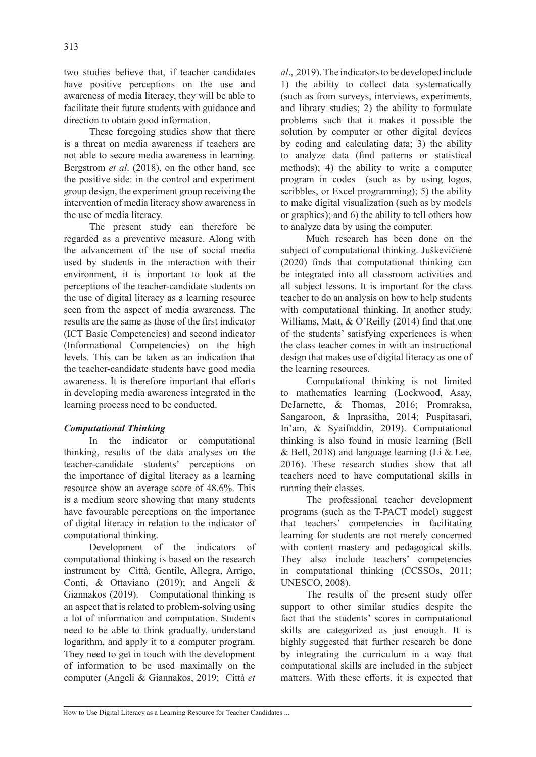two studies believe that, if teacher candidates have positive perceptions on the use and awareness of media literacy, they will be able to facilitate their future students with guidance and direction to obtain good information.

These foregoing studies show that there is a threat on media awareness if teachers are not able to secure media awareness in learning. Bergstrom *et al*. (2018), on the other hand, see the positive side: in the control and experiment group design, the experiment group receiving the intervention of media literacy show awareness in the use of media literacy.

The present study can therefore be regarded as a preventive measure. Along with the advancement of the use of social media used by students in the interaction with their environment, it is important to look at the perceptions of the teacher-candidate students on the use of digital literacy as a learning resource seen from the aspect of media awareness. The results are the same as those of the first indicator (ICT Basic Competencies) and second indicator (Informational Competencies) on the high levels. This can be taken as an indication that the teacher-candidate students have good media awareness. It is therefore important that efforts in developing media awareness integrated in the learning process need to be conducted.

### *Computational Thinking*

In the indicator or computational thinking, results of the data analyses on the teacher-candidate students' perceptions on the importance of digital literacy as a learning resource show an average score of 48.6%. This is a medium score showing that many students have favourable perceptions on the importance of digital literacy in relation to the indicator of computational thinking.

Development of the indicators of computational thinking is based on the research instrument by Città, Gentile, Allegra, Arrigo, Conti, & Ottaviano (2019); and Angeli & Giannakos (2019). Computational thinking is an aspect that is related to problem-solving using a lot of information and computation. Students need to be able to think gradually, understand logarithm, and apply it to a computer program. They need to get in touch with the development of information to be used maximally on the computer (Angeli & Giannakos, 2019; Città *et al*., 2019). The indicators to be developed include 1) the ability to collect data systematically (such as from surveys, interviews, experiments, and library studies; 2) the ability to formulate problems such that it makes it possible the solution by computer or other digital devices by coding and calculating data; 3) the ability to analyze data (find patterns or statistical methods); 4) the ability to write a computer program in codes (such as by using logos, scribbles, or Excel programming); 5) the ability to make digital visualization (such as by models or graphics); and 6) the ability to tell others how to analyze data by using the computer.

Much research has been done on the subject of computational thinking. Juškevičienė (2020) finds that computational thinking can be integrated into all classroom activities and all subject lessons. It is important for the class teacher to do an analysis on how to help students with computational thinking. In another study, Williams, Matt, & O'Reilly (2014) find that one of the students' satisfying experiences is when the class teacher comes in with an instructional design that makes use of digital literacy as one of the learning resources.

Computational thinking is not limited to mathematics learning (Lockwood, Asay, DeJarnette, & Thomas, 2016; Promraksa, Sangaroon, & Inprasitha, 2014; Puspitasari, In'am, & Syaifuddin, 2019). Computational thinking is also found in music learning (Bell & Bell, 2018) and language learning (Li & Lee, 2016). These research studies show that all teachers need to have computational skills in running their classes.

The professional teacher development programs (such as the T-PACT model) suggest that teachers' competencies in facilitating learning for students are not merely concerned with content mastery and pedagogical skills. They also include teachers' competencies in computational thinking (CCSSOs, 2011; UNESCO, 2008).

The results of the present study offer support to other similar studies despite the fact that the students' scores in computational skills are categorized as just enough. It is highly suggested that further research be done by integrating the curriculum in a way that computational skills are included in the subject matters. With these efforts, it is expected that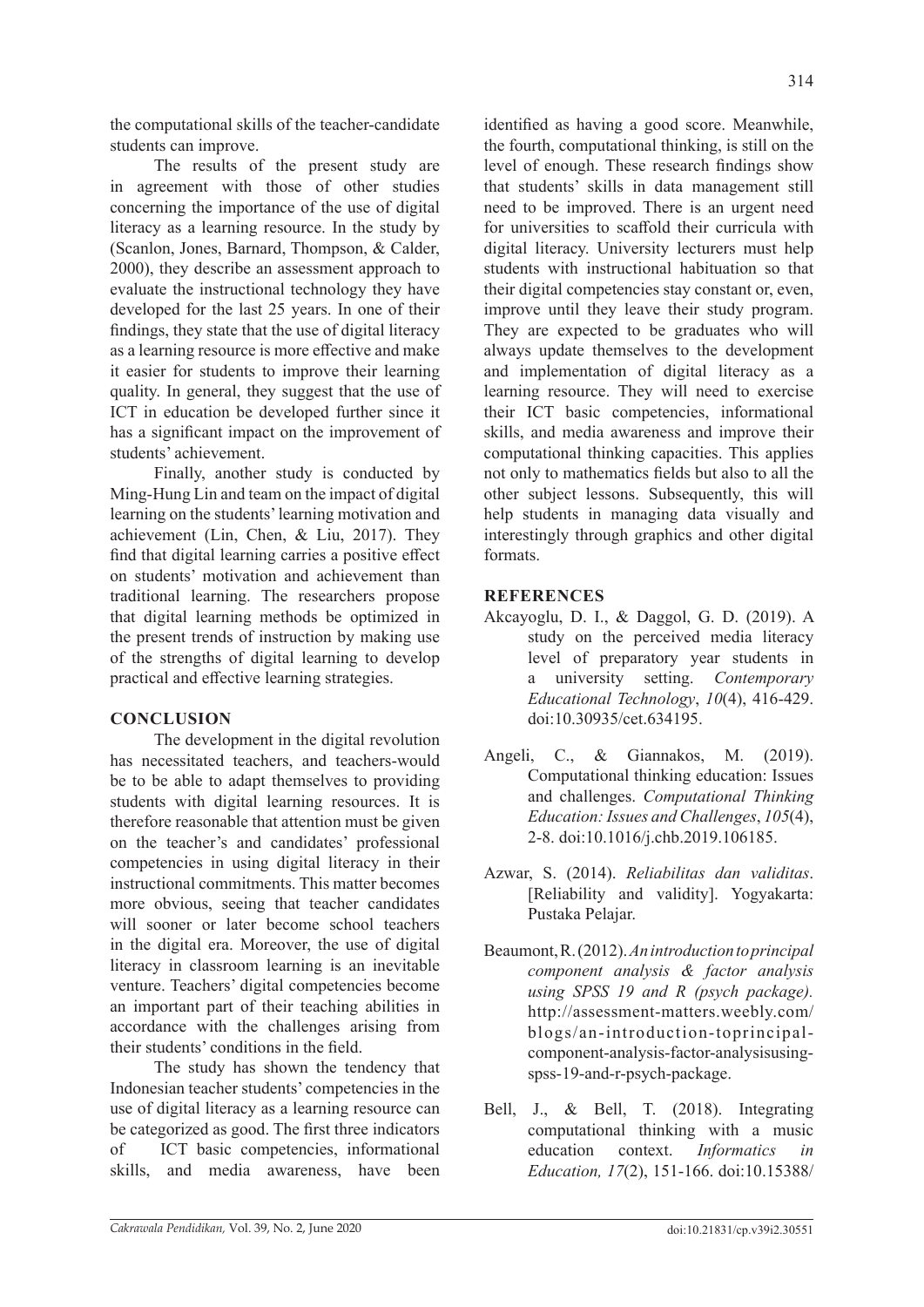the computational skills of the teacher-candidate students can improve.

The results of the present study are in agreement with those of other studies concerning the importance of the use of digital literacy as a learning resource. In the study by (Scanlon, Jones, Barnard, Thompson, & Calder, 2000), they describe an assessment approach to evaluate the instructional technology they have developed for the last 25 years. In one of their findings, they state that the use of digital literacy as a learning resource is more effective and make it easier for students to improve their learning quality. In general, they suggest that the use of ICT in education be developed further since it has a significant impact on the improvement of students' achievement.

Finally, another study is conducted by Ming-Hung Lin and team on the impact of digital learning on the students' learning motivation and achievement (Lin, Chen, & Liu, 2017). They find that digital learning carries a positive effect on students' motivation and achievement than traditional learning. The researchers propose that digital learning methods be optimized in the present trends of instruction by making use of the strengths of digital learning to develop practical and effective learning strategies.

## CONCLUSION

The development in the digital revolution has necessitated teachers, and teachers-would be to be able to adapt themselves to providing students with digital learning resources. It is therefore reasonable that attention must be given on the teacher's and candidates' professional competencies in using digital literacy in their instructional commitments. This matter becomes more obvious, seeing that teacher candidates will sooner or later become school teachers in the digital era. Moreover, the use of digital literacy in classroom learning is an inevitable venture. Teachers' digital competencies become an important part of their teaching abilities in accordance with the challenges arising from their students' conditions in the field.

The study has shown the tendency that Indonesian teacher students' competencies in the use of digital literacy as a learning resource can be categorized as good. The first three indicators of ICT basic competencies, informational skills, and media awareness, have been identified as having a good score. Meanwhile, the fourth, computational thinking, is still on the level of enough. These research findings show that students' skills in data management still need to be improved. There is an urgent need for universities to scaffold their curricula with digital literacy. University lecturers must help students with instructional habituation so that their digital competencies stay constant or, even, improve until they leave their study program. They are expected to be graduates who will always update themselves to the development and implementation of digital literacy as a learning resource. They will need to exercise their ICT basic competencies, informational skills, and media awareness and improve their computational thinking capacities. This applies not only to mathematics fields but also to all the other subject lessons. Subsequently, this will help students in managing data visually and interestingly through graphics and other digital formats.

## REFERENCES

Akcayoglu, D. I., & Daggol, G. D. (2019). A study on the perceived media literacy level of preparatory year students in a university setting. *Contemporary Educational Technology*, *10*(4), 416-429. doi:10.30935/cet.634195.

Angeli, C., & Giannakos, M. (2019). Computational thinking education: Issues and challenges. *Computational Thinking Education: Issues and Challenges*, *105*(4), 2-8. doi:10.1016/j.chb.2019.106185.

Azwar, S. (2014). *Reliabilitas dan validitas*. [Reliability and validity]. Yogyakarta: Pustaka Pelajar.

Beaumont, R. (2012). *An introduction to principal component analysis & factor analysis using SPSS 19 and R (psych package).* http://assessment-matters.weebly.com/blogs/an-introduction-toprincipal-component-analysis-factor-analysisusing-spss-19-and-r-psych-package.

Bell, J., & Bell, T. (2018). Integrating computational thinking with a music education context. *Informatics in Education, 17*(2), 151-166. doi:10.15388/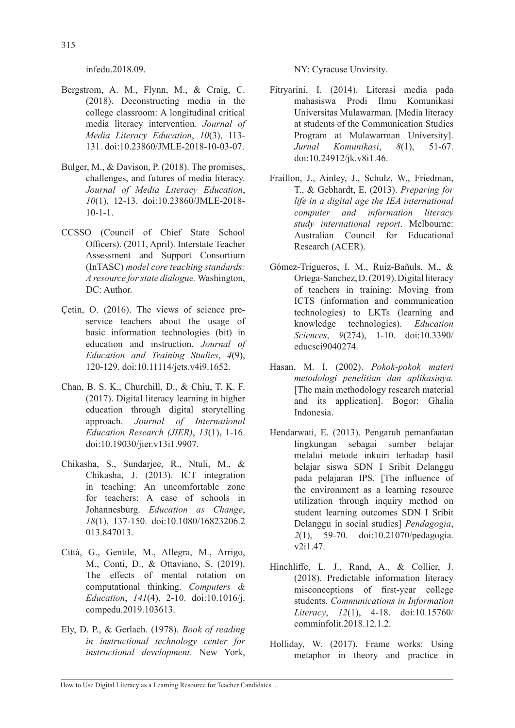infedu.2018.09.

Bergstrom, A. M., Flynn, M., & Craig, C. (2018). Deconstructing media in the college classroom: A longitudinal critical media literacy intervention. *Journal of Media Literacy Education*, *10*(3), 113-131. doi:10.23860/JMLE-2018-10-03-07.

Bulger, M., & Davison, P. (2018). The promises, challenges, and futures of media literacy. *Journal of Media Literacy Education*, *10*(1), 12-13. doi:10.23860/JMLE-2018-10-1-1.

CCSSO (Council of Chief State School Officers). (2011, April). Interstate Teacher Assessment and Support Consortium (InTASC) *model core teaching standards: A resource for state dialogue.* Washington, DC: Author.

Çetin, O. (2016). The views of science pre-service teachers about the usage of basic information technologies (bit) in education and instruction. *Journal of Education and Training Studies*, *4*(9), 120-129. doi:10.11114/jets.v4i9.1652.

Chan, B. S. K., Churchill, D., & Chiu, T. K. F. (2017). Digital literacy learning in higher education through digital storytelling approach. *Journal of International Education Research (JIER)*, *13*(1), 1-16. doi:10.19030/jier.v13i1.9907.

Chikasha, S., Sundarjee, R., Ntuli, M., & Chikasha, J. (2013). ICT integration in teaching: An uncomfortable zone for teachers: A case of schools in Johannesburg. *Education as Change*, *18*(1), 137-150. doi:10.1080/16823206.2013.847013.

Città, G., Gentile, M., Allegra, M., Arrigo, M., Conti, D., & Ottaviano, S. (2019). The effects of mental rotation on computational thinking. *Computers & Education*, *141*(4), 2-10. doi:10.1016/j.compedu.2019.103613.

Ely, D. P., & Gerlach. (1978). *Book of reading in instructional technology center for instructional development*. New York, NY: Cyracuse Unvirsity.

Fitryarini, I. (2014). Literasi media pada mahasiswa Prodi Ilmu Komunikasi Universitas Mulawarman. [Media literacy at students of the Communication Studies Program at Mulawarman University]. *Jurnal Komunikasi*, *8*(1), 51-67. doi:10.24912/jk.v8i1.46.

Fraillon, J., Ainley, J., Schulz, W., Friedman, T., & Gebhardt, E. (2013). *Preparing for life in a digital age the IEA international computer and information literacy study international report*. Melbourne: Australian Council for Educational Research (ACER).

Gómez-Trigueros, I. M., Ruiz-Bañuls, M., & Ortega-Sanchez, D. (2019). Digital literacy of teachers in training: Moving from ICTS (information and communication technologies) to LKTs (learning and knowledge technologies). *Education Sciences*, *9*(274), 1-10. doi:10.3390/educsci9040274.

Hasan, M. I. (2002). *Pokok-pokok materi metodologi penelitian dan aplikasinya.* [The main methodology research material and its application]. Bogor: Ghalia Indonesia.

Hendarwati, E. (2013). Pengaruh pemanfaatan lingkungan sebagai sumber belajar melalui metode inkuiri terhadap hasil belajar siswa SDN I Sribit Delanggu pada pelajaran IPS. [The influence of the environment as a learning resource utilization through inquiry method on student learning outcomes SDN I Sribit Delanggu in social studies] *Pendagogia*, *2*(1), 59-70. doi:10.21070/pedagogia.v2i1.47.

Hinchliffe, L. J., Rand, A., & Collier, J. (2018). Predictable information literacy misconceptions of first-year college students. *Communications in Information Literacy*, *12*(1), 4-18. doi:10.15760/comminfolit.2018.12.1.2.

Holliday, W. (2017). Frame works: Using metaphor in theory and practice in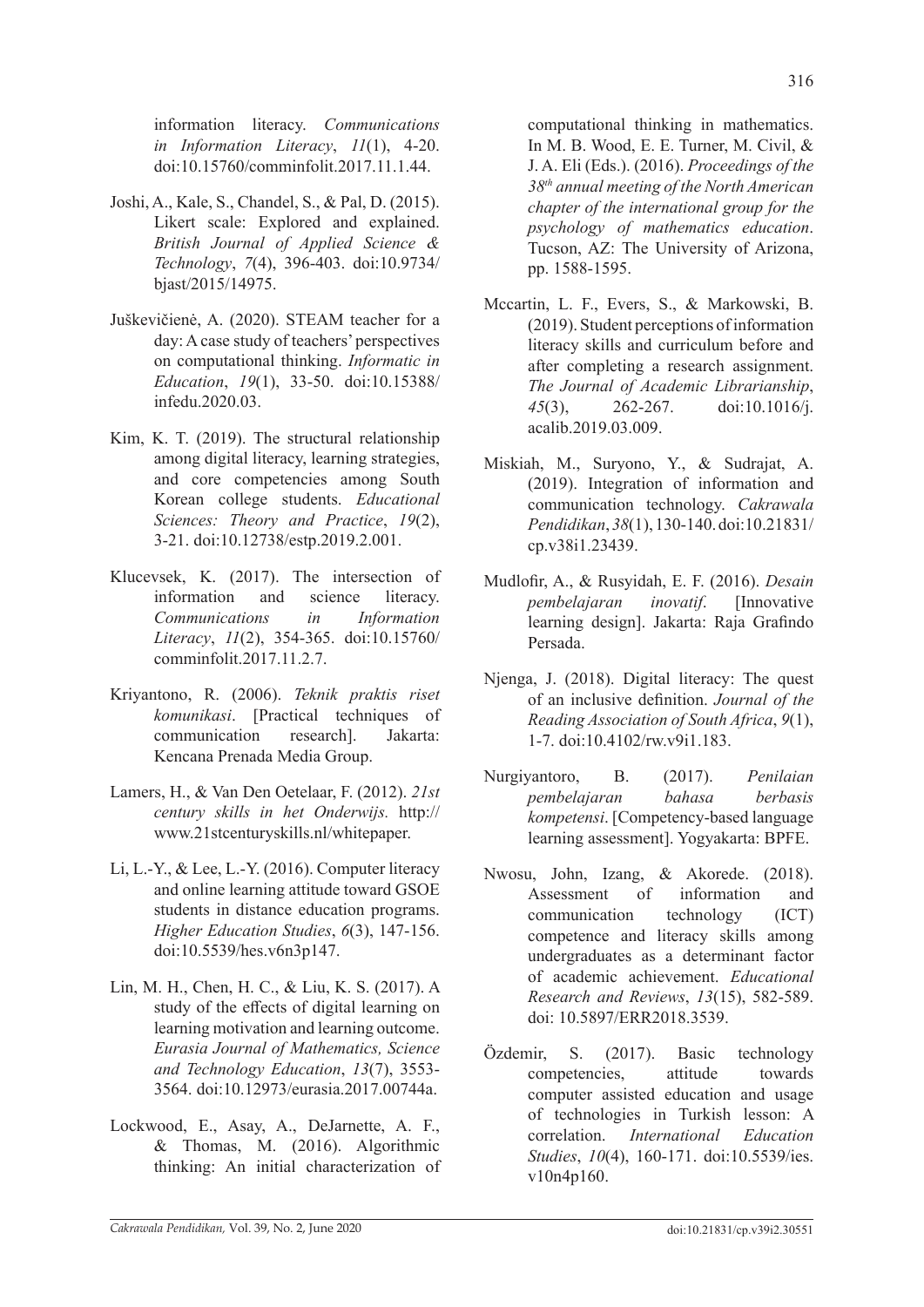information literacy. *Communications in Information Literacy*, *11*(1), 4-20. doi:10.15760/comminfolit.2017.11.1.44.

Joshi, A., Kale, S., Chandel, S., & Pal, D. (2015). Likert scale: Explored and explained. *British Journal of Applied Science & Technology*, *7*(4), 396-403. doi:10.9734/bjast/2015/14975.

Juškevičienė, A. (2020). STEAM teacher for a day: A case study of teachers' perspectives on computational thinking. *Informatic in Education*, *19*(1), 33-50. doi:10.15388/infedu.2020.03.

Kim, K. T. (2019). The structural relationship among digital literacy, learning strategies, and core competencies among South Korean college students. *Educational Sciences: Theory and Practice*, *19*(2), 3-21. doi:10.12738/estp.2019.2.001.

Klucevsek, K. (2017). The intersection of information and science literacy. *Communications in Information Literacy*, *11*(2), 354-365. doi:10.15760/comminfolit.2017.11.2.7.

Kriyantono, R. (2006). *Teknik praktis riset komunikasi*. [Practical techniques of communication research]. Jakarta: Kencana Prenada Media Group.

Lamers, H., & Van Den Oetelaar, F. (2012). *21st century skills in het Onderwijs.* http://www.21stcenturyskills.nl/whitepaper.

Li, L.-Y., & Lee, L.-Y. (2016). Computer literacy and online learning attitude toward GSOE students in distance education programs. *Higher Education Studies*, *6*(3), 147-156. doi:10.5539/hes.v6n3p147.

Lin, M. H., Chen, H. C., & Liu, K. S. (2017). A study of the effects of digital learning on learning motivation and learning outcome. *Eurasia Journal of Mathematics, Science and Technology Education*, *13*(7), 3553-3564. doi:10.12973/eurasia.2017.00744a.

Lockwood, E., Asay, A., DeJarnette, A. F., & Thomas, M. (2016). Algorithmic thinking: An initial characterization of computational thinking in mathematics. In M. B. Wood, E. E. Turner, M. Civil, & J. A. Eli (Eds.). (2016). *Proceedings of the 38th annual meeting of the North American chapter of the international group for the psychology of mathematics education*. Tucson, AZ: The University of Arizona, pp. 1588-1595.

Mccartin, L. F., Evers, S., & Markowski, B. (2019). Student perceptions of information literacy skills and curriculum before and after completing a research assignment. *The Journal of Academic Librarianship*, *45*(3), 262-267. doi:10.1016/j.acalib.2019.03.009.

Miskiah, M., Suryono, Y., & Sudrajat, A. (2019). Integration of information and communication technology. *Cakrawala Pendidikan*, *38*(1), 130-140. doi:10.21831/cp.v38i1.23439.

Mudlofir, A., & Rusyidah, E. F. (2016). *Desain pembelajaran inovatif*. [Innovative learning design]. Jakarta: Raja Grafindo Persada.

Njenga, J. (2018). Digital literacy: The quest of an inclusive definition. *Journal of the Reading Association of South Africa*, *9*(1), 1-7. doi:10.4102/rw.v9i1.183.

Nurgiyantoro, B. (2017). *Penilaian pembelajaran bahasa berbasis kompetensi*. [Competency-based language learning assessment]. Yogyakarta: BPFE.

Nwosu, John, Izang, & Akorede. (2018). Assessment of information and communication technology (ICT) competence and literacy skills among undergraduates as a determinant factor of academic achievement. *Educational Research and Reviews*, *13*(15), 582-589. doi: 10.5897/ERR2018.3539.

Özdemir, S. (2017). Basic technology competencies, attitude towards computer assisted education and usage of technologies in Turkish lesson: A correlation. *International Education Studies*, *10*(4), 160-171. doi:10.5539/ies.v10n4p160.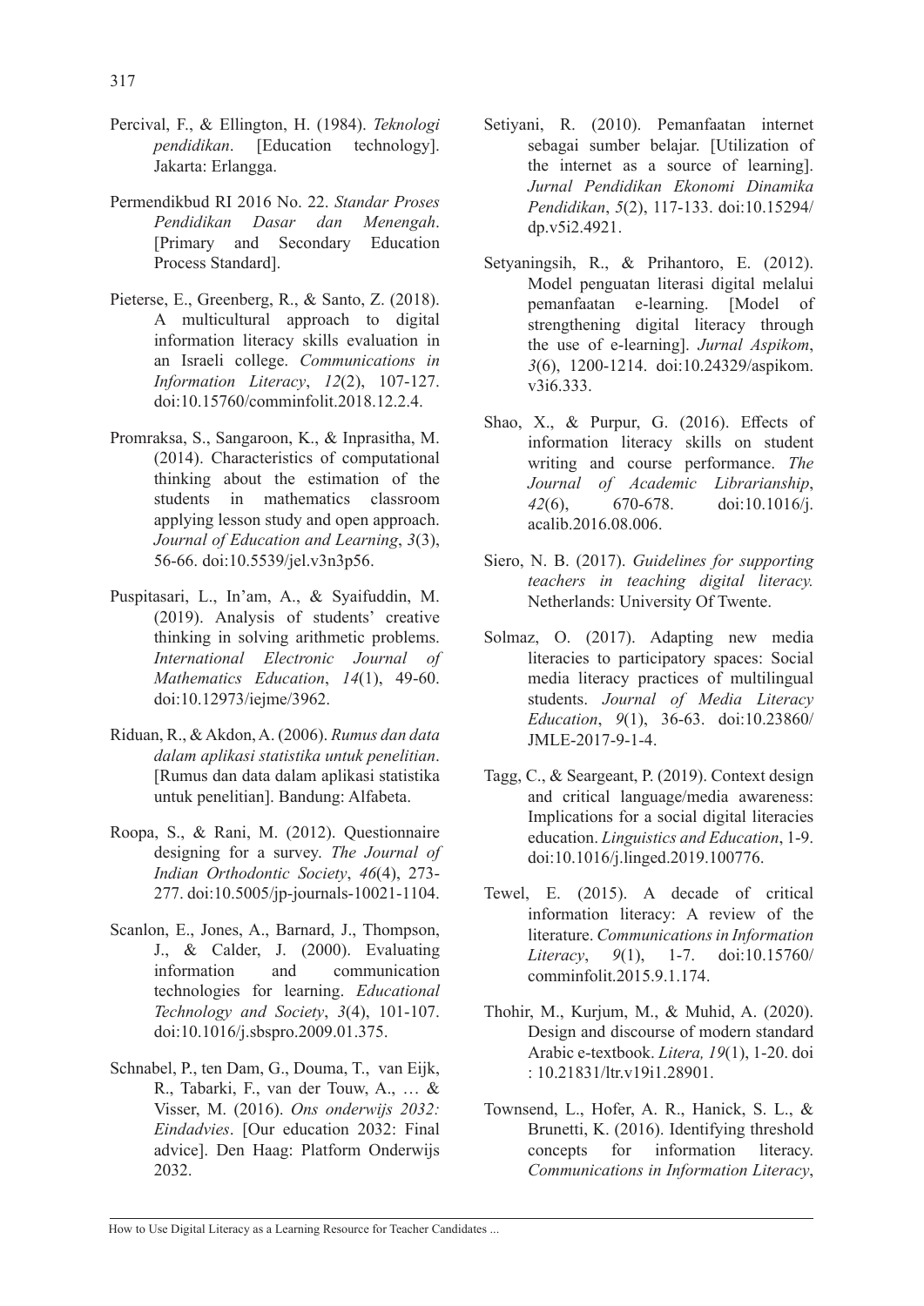Percival, F., & Ellington, H. (1984). *Teknologi pendidikan*. [Education technology]. Jakarta: Erlangga.

Permendikbud RI 2016 No. 22. *Standar Proses Pendidikan Dasar dan Menengah*. [Primary and Secondary Education Process Standard].

Pieterse, E., Greenberg, R., & Santo, Z. (2018). A multicultural approach to digital information literacy skills evaluation in an Israeli college. *Communications in Information Literacy*, *12*(2), 107-127. doi:10.15760/comminfolit.2018.12.2.4.

Promraksa, S., Sangaroon, K., & Inprasitha, M. (2014). Characteristics of computational thinking about the estimation of the students in mathematics classroom applying lesson study and open approach. *Journal of Education and Learning*, *3*(3), 56-66. doi:10.5539/jel.v3n3p56.

Puspitasari, L., In'am, A., & Syaifuddin, M. (2019). Analysis of students' creative thinking in solving arithmetic problems. *International Electronic Journal of Mathematics Education*, *14*(1), 49-60. doi:10.12973/iejme/3962.

Riduan, R., & Akdon, A. (2006). *Rumus dan data dalam aplikasi statistika untuk penelitian*. [Rumus dan data dalam aplikasi statistika untuk penelitian]. Bandung: Alfabeta.

Roopa, S., & Rani, M. (2012). Questionnaire designing for a survey. *The Journal of Indian Orthodontic Society*, *46*(4), 273-277. doi:10.5005/jp-journals-10021-1104.

Scanlon, E., Jones, A., Barnard, J., Thompson, J., & Calder, J. (2000). Evaluating information and communication technologies for learning. *Educational Technology and Society*, *3*(4), 101-107. doi:10.1016/j.sbspro.2009.01.375.

Schnabel, P., ten Dam, G., Douma, T., van Eijk, R., Tabarki, F., van der Touw, A., … & Visser, M. (2016). *Ons onderwijs 2032: Eindadvies*. [Our education 2032: Final advice]. Den Haag: Platform Onderwijs 2032.

Setiyani, R. (2010). Pemanfaatan internet sebagai sumber belajar. [Utilization of the internet as a source of learning]. *Jurnal Pendidikan Ekonomi Dinamika Pendidikan*, *5*(2), 117-133. doi:10.15294/dp.v5i2.4921.

Setyaningsih, R., & Prihantoro, E. (2012). Model penguatan literasi digital melalui pemanfaatan e-learning. [Model of strengthening digital literacy through the use of e-learning]. *Jurnal Aspikom*, *3*(6), 1200-1214. doi:10.24329/aspikom.v3i6.333.

Shao, X., & Purpur, G. (2016). Effects of information literacy skills on student writing and course performance. *The Journal of Academic Librarianship*, *42*(6), 670-678. doi:10.1016/j.acalib.2016.08.006.

Siero, N. B. (2017). *Guidelines for supporting teachers in teaching digital literacy.* Netherlands: University Of Twente.

Solmaz, O. (2017). Adapting new media literacies to participatory spaces: Social media literacy practices of multilingual students. *Journal of Media Literacy Education*, *9*(1), 36-63. doi:10.23860/JMLE-2017-9-1-4.

Tagg, C., & Seargeant, P. (2019). Context design and critical language/media awareness: Implications for a social digital literacies education. *Linguistics and Education*, 1-9. doi:10.1016/j.linged.2019.100776.

Tewel, E. (2015). A decade of critical information literacy: A review of the literature. *Communications in Information Literacy*, *9*(1), 1-7. doi:10.15760/comminfolit.2015.9.1.174.

Thohir, M., Kurjum, M., & Muhid, A. (2020). Design and discourse of modern standard Arabic e-textbook. *Litera, 19*(1), 1-20. doi : 10.21831/ltr.v19i1.28901.

Townsend, L., Hofer, A. R., Hanick, S. L., & Brunetti, K. (2016). Identifying threshold concepts for information literacy. *Communications in Information Literacy*,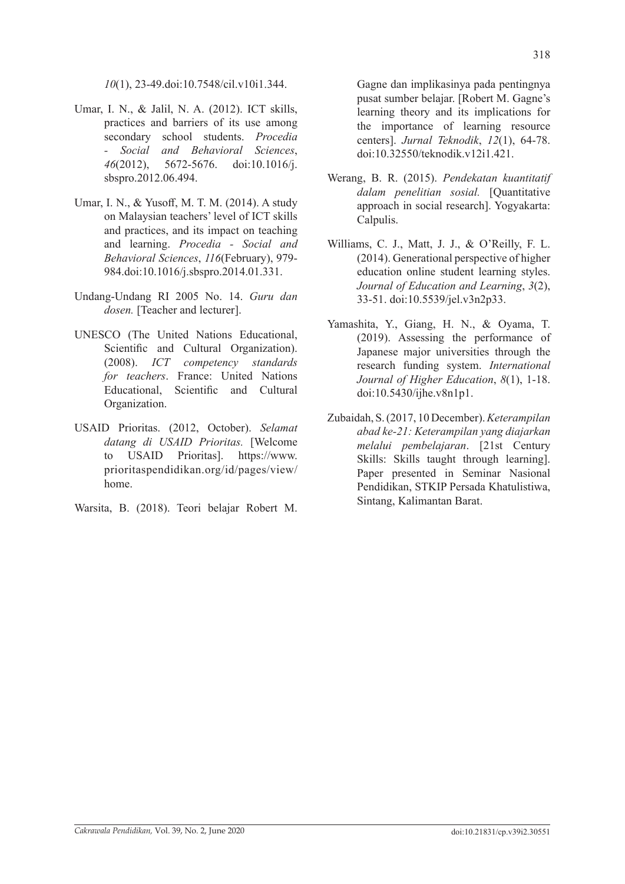*10*(1), 23-49.doi:10.7548/cil.v10i1.344.

Umar, I. N., & Jalil, N. A. (2012). ICT skills, practices and barriers of its use among secondary school students. *Procedia - Social and Behavioral Sciences*, *46*(2012), 5672-5676. doi:10.1016/j.sbspro.2012.06.494.

Umar, I. N., & Yusoff, M. T. M. (2014). A study on Malaysian teachers' level of ICT skills and practices, and its impact on teaching and learning. *Procedia - Social and Behavioral Sciences*, *116*(February), 979-984.doi:10.1016/j.sbspro.2014.01.331.

Undang-Undang RI 2005 No. 14. *Guru dan dosen.* [Teacher and lecturer].

UNESCO (The United Nations Educational, Scientific and Cultural Organization). (2008). *ICT competency standards for teachers*. France: United Nations Educational, Scientific and Cultural Organization.

USAID Prioritas. (2012, October). *Selamat datang di USAID Prioritas.* [Welcome to USAID Prioritas]. https://www.prioritaspendidikan.org/id/pages/view/home.

Warsita, B. (2018). Teori belajar Robert M. Gagne dan implikasinya pada pentingnya pusat sumber belajar. [Robert M. Gagne's learning theory and its implications for the importance of learning resource centers]. *Jurnal Teknodik*, *12*(1), 64-78. doi:10.32550/teknodik.v12i1.421.

Werang, B. R. (2015). *Pendekatan kuantitatif dalam penelitian sosial.* [Quantitative approach in social research]. Yogyakarta: Calpulis.

Williams, C. J., Matt, J. J., & O'Reilly, F. L. (2014). Generational perspective of higher education online student learning styles. *Journal of Education and Learning*, *3*(2), 33-51. doi:10.5539/jel.v3n2p33.

Yamashita, Y., Giang, H. N., & Oyama, T. (2019). Assessing the performance of Japanese major universities through the research funding system. *International Journal of Higher Education*, *8*(1), 1-18. doi:10.5430/ijhe.v8n1p1.

Zubaidah, S. (2017, 10 December). *Keterampilan abad ke-21: Keterampilan yang diajarkan melalui pembelajaran*. [21st Century Skills: Skills taught through learning]. Paper presented in Seminar Nasional Pendidikan, STKIP Persada Khatulistiwa, Sintang, Kalimantan Barat.